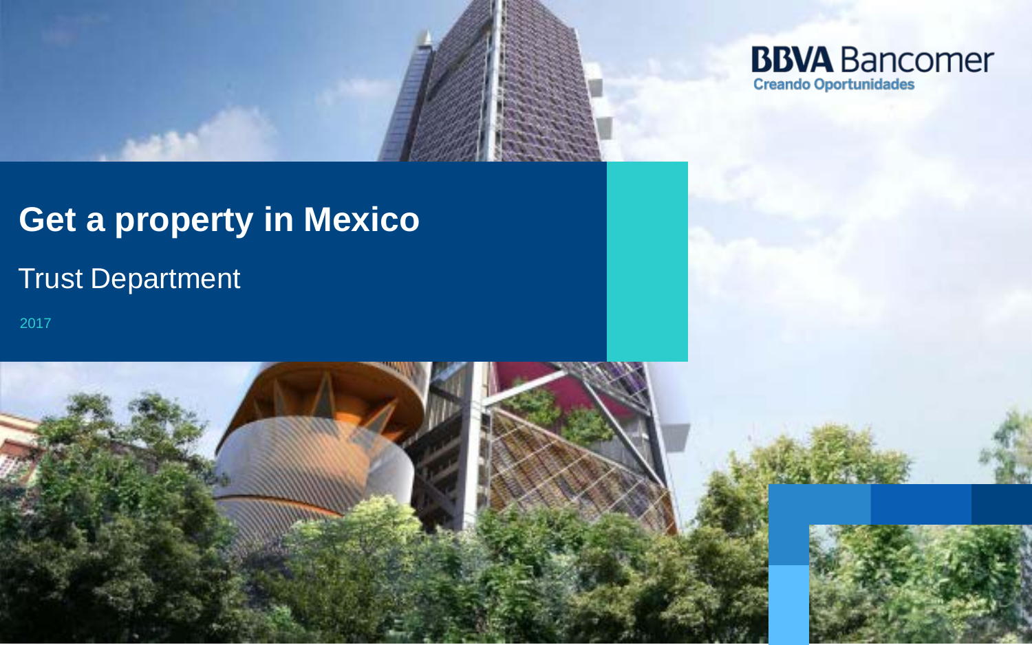BBVA Bancomer
Creando Oportunidades

# Get a property in Mexico

## Trust Department

2017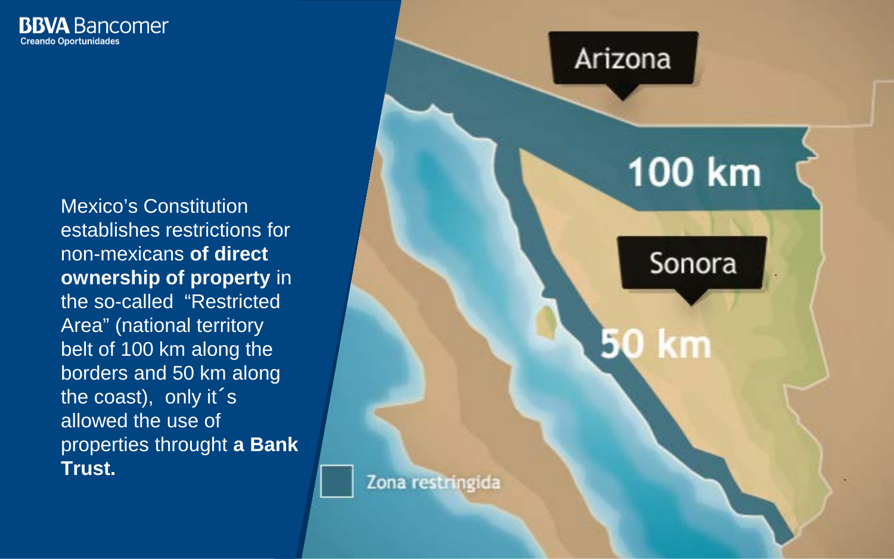Mexico’s Constitution establishes restrictions for non-mexicans **of direct ownership of property** in the so-called “Restricted Area” (national territory belt of 100 km along the borders and 50 km along the coast), only it´s allowed the use of properties throught **a Bank Trust.**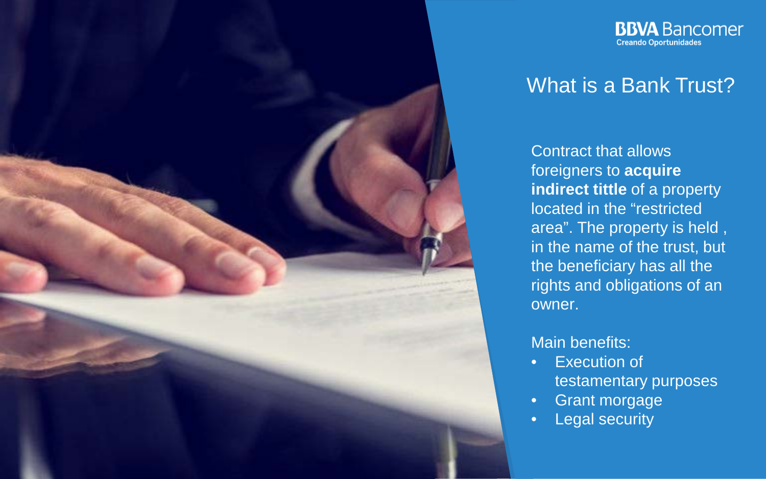BBVA Bancomer
Creando Oportunidades

# What is a Bank Trust?

Contract that allows foreigners to **acquire indirect tittle** of a property located in the "restricted area". The property is held , in the name of the trust, but the beneficiary has all the rights and obligations of an owner.

Main benefits:

- Execution of testamentary purposes
- Grant morgage
- Legal security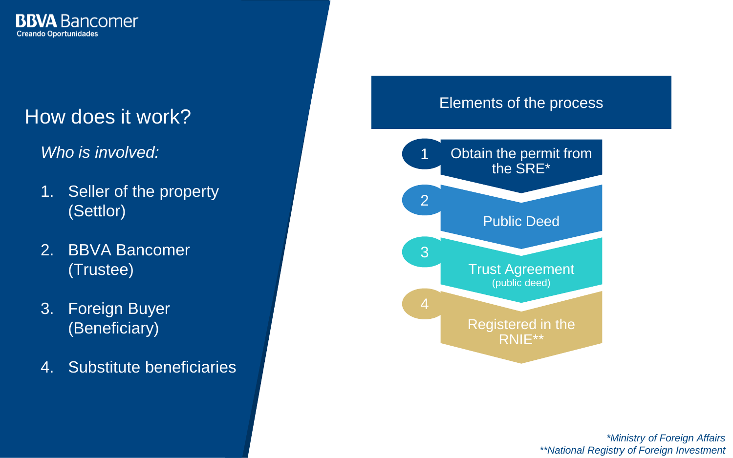# How does it work?

*Who is involved:*

1. Seller of the property (Settlor)
2. BBVA Bancomer (Trustee)
3. Foreign Buyer (Beneficiary)
4. Substitute beneficiaries

## Elements of the process

1. Obtain the permit from the SRE*
2. Public Deed
3. Trust Agreement (public deed)
4. Registered in the RNIE**

*\*Ministry of Foreign Affairs*

*\*\*National Registry of Foreign Investment*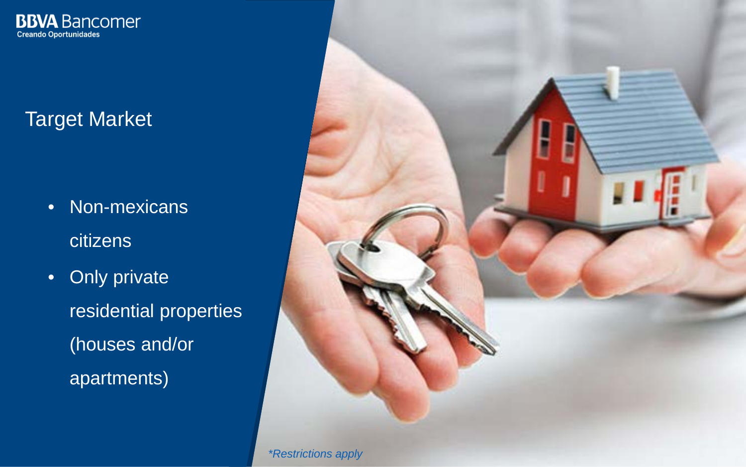# Target Market

- Non-mexicans citizens
- Only private residential properties (houses and/or apartments)

*\*Restrictions apply*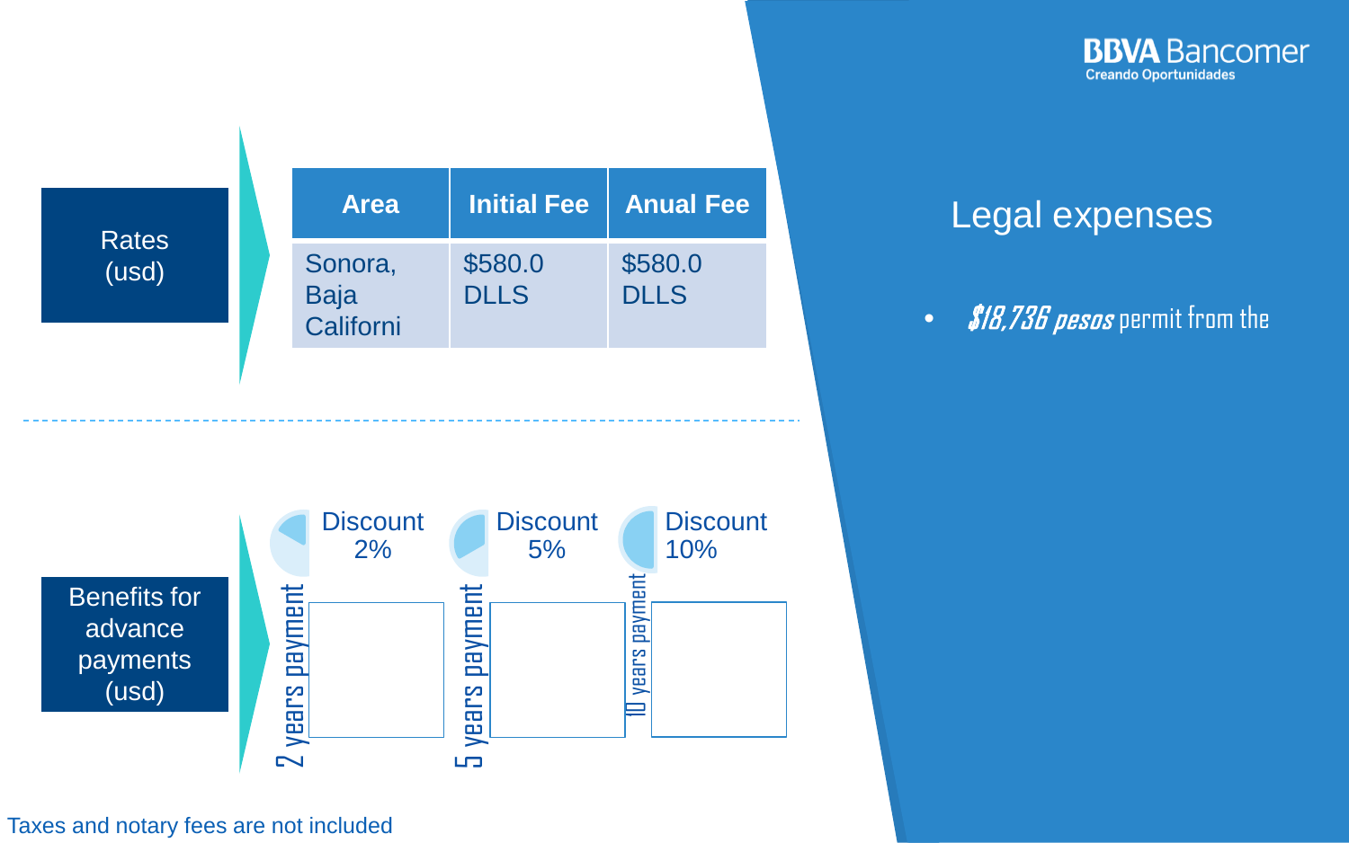BBVA Bancomer
Creando Oportunidades

Rates (usd)

| Area | Initial Fee | Anual Fee |
| --- | --- | --- |
| Sonora, Baja Californi | $580.0 DLLS | $580.0 DLLS |

Benefits for advance payments (usd)

| 2 years payment | 5 years payment | 10 years payment |
| --- | --- | --- |
| Discount 2% | Discount 5% | Discount 10% |

Taxes and notary fees are not included

## Legal expenses

- ***$18,736 pesos*** permit from the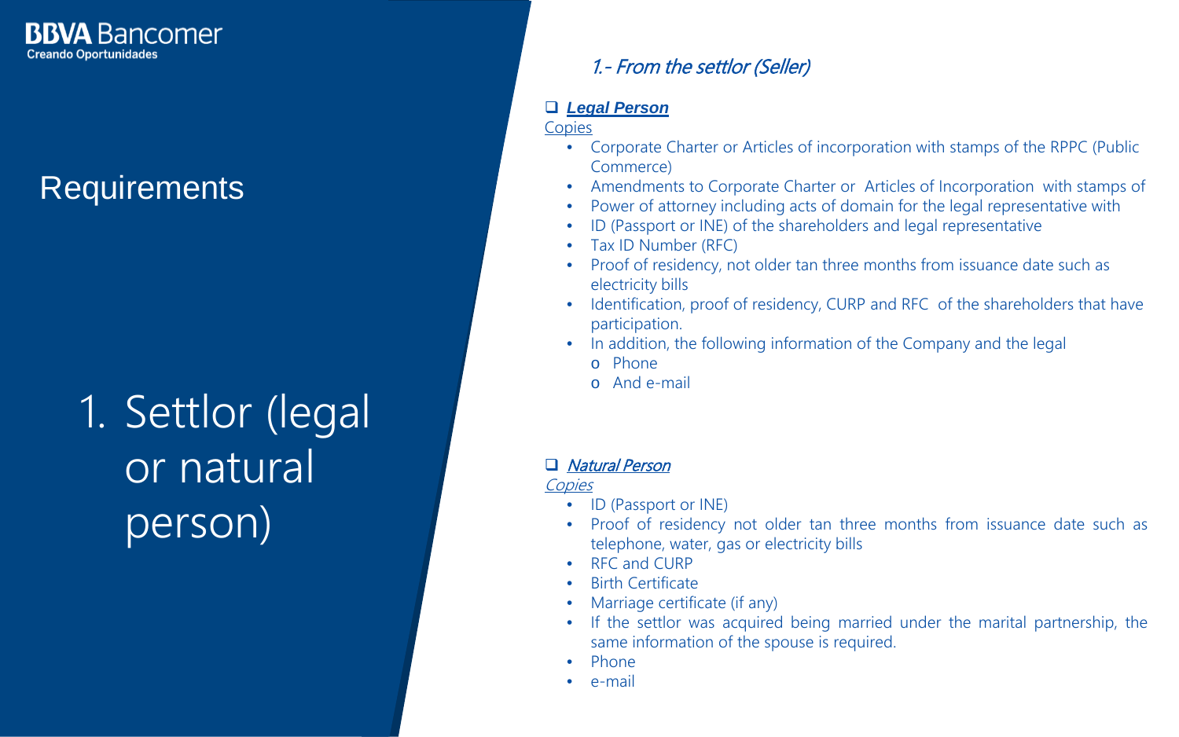# Requirements

## 1. Settlor (legal or natural person)

### *1.- From the settlor (Seller)*

- ***Legal Person***

Copies

- Corporate Charter or Articles of incorporation with stamps of the RPPC (Public Commerce)
- Amendments to Corporate Charter or Articles of Incorporation with stamps of
- Power of attorney including acts of domain for the legal representative with
- ID (Passport or INE) of the shareholders and legal representative
- Tax ID Number (RFC)
- Proof of residency, not older tan three months from issuance date such as electricity bills
- Identification, proof of residency, CURP and RFC of the shareholders that have participation.
- In addition, the following information of the Company and the legal
  - Phone
  - And e-mail

- ***Natural Person***

*Copies*

- ID (Passport or INE)
- Proof of residency not older tan three months from issuance date such as telephone, water, gas or electricity bills
- RFC and CURP
- Birth Certificate
- Marriage certificate (if any)
- If the settlor was acquired being married under the marital partnership, the same information of the spouse is required.
- Phone
- e-mail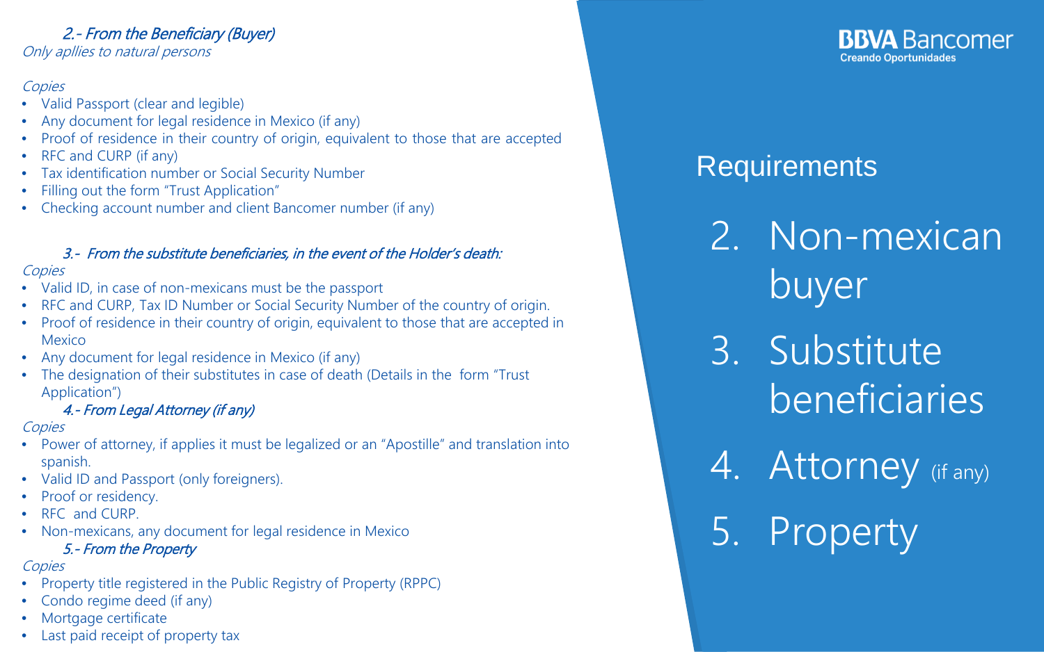### 2.- From the Beneficiary (Buyer)

*Only apllies to natural persons*

*Copies*

- Valid Passport (clear and legible)
- Any document for legal residence in Mexico (if any)
- Proof of residence in their country of origin, equivalent to those that are accepted
- RFC and CURP (if any)
- Tax identification number or Social Security Number
- Filling out the form "Trust Application"
- Checking account number and client Bancomer number (if any)

### 3.- From the substitute beneficiaries, in the event of the Holder's death:

*Copies*

- Valid ID, in case of non-mexicans must be the passport
- RFC and CURP, Tax ID Number or Social Security Number of the country of origin.
- Proof of residence in their country of origin, equivalent to those that are accepted in Mexico
- Any document for legal residence in Mexico (if any)
- The designation of their substitutes in case of death (Details in the form "Trust Application")

### 4.- From Legal Attorney (if any)

*Copies*

- Power of attorney, if applies it must be legalized or an "Apostille" and translation into spanish.
- Valid ID and Passport (only foreigners).
- Proof or residency.
- RFC and CURP.
- Non-mexicans, any document for legal residence in Mexico

### 5.- From the Property

*Copies*

- Property title registered in the Public Registry of Property (RPPC)
- Condo regime deed (if any)
- Mortgage certificate
- Last paid receipt of property tax

BBVA Bancomer
Creando Oportunidades

## Requirements

2. Non-mexican buyer
3. Substitute beneficiaries
4. Attorney (if any)
5. Property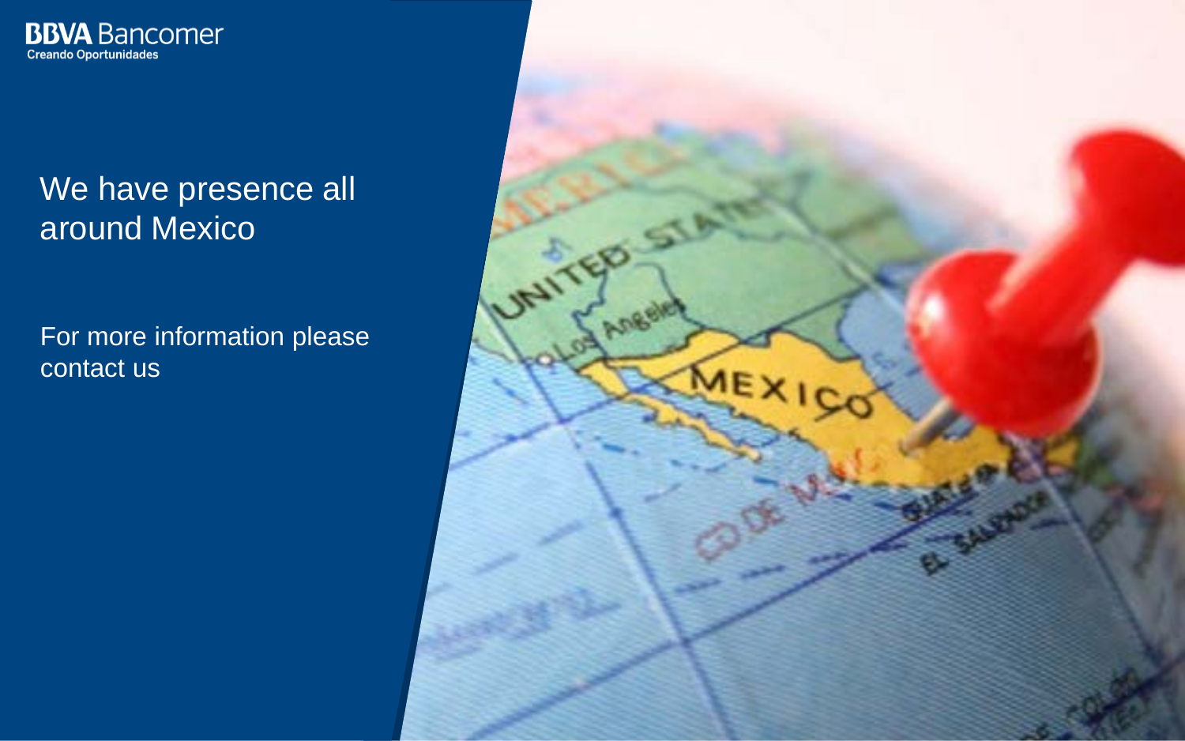BBVA Bancomer
Creando Oportunidades

We have presence all around Mexico

For more information please contact us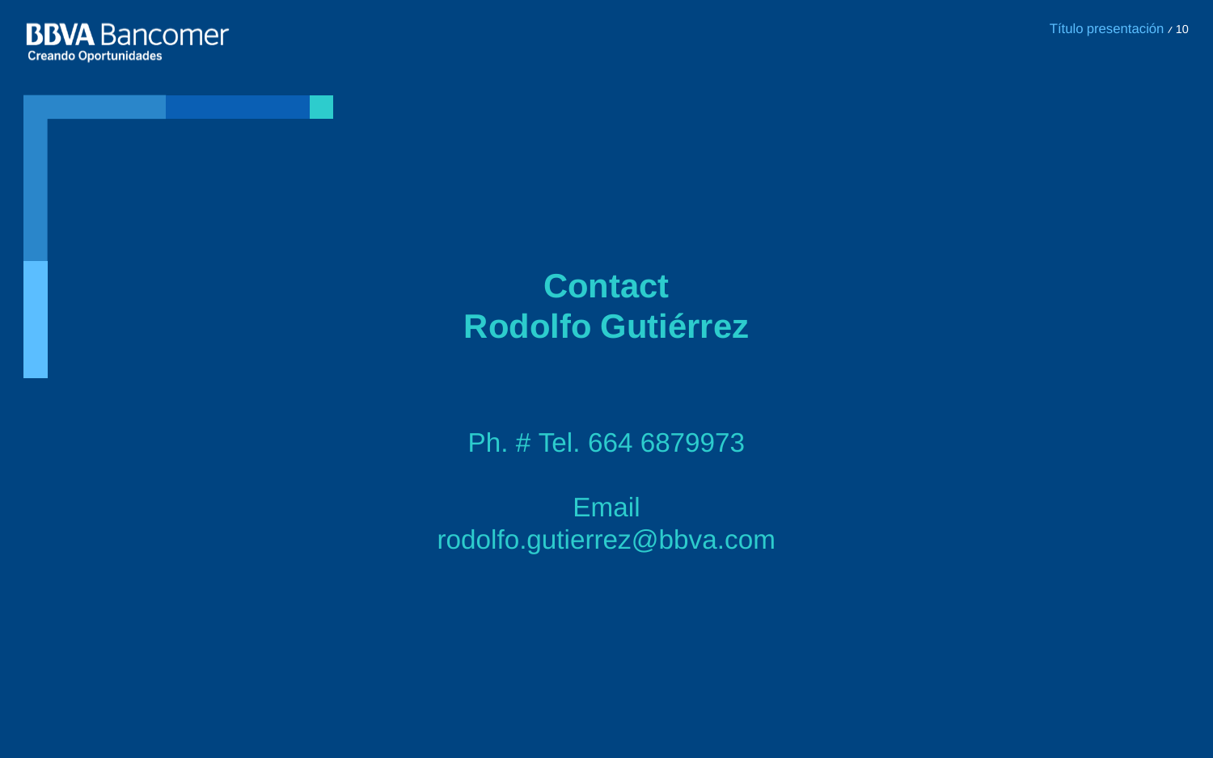# Contact
# Rodolfo Gutiérrez

Ph. # Tel. 664 6879973

Email
rodolfo.gutierrez@bbva.com